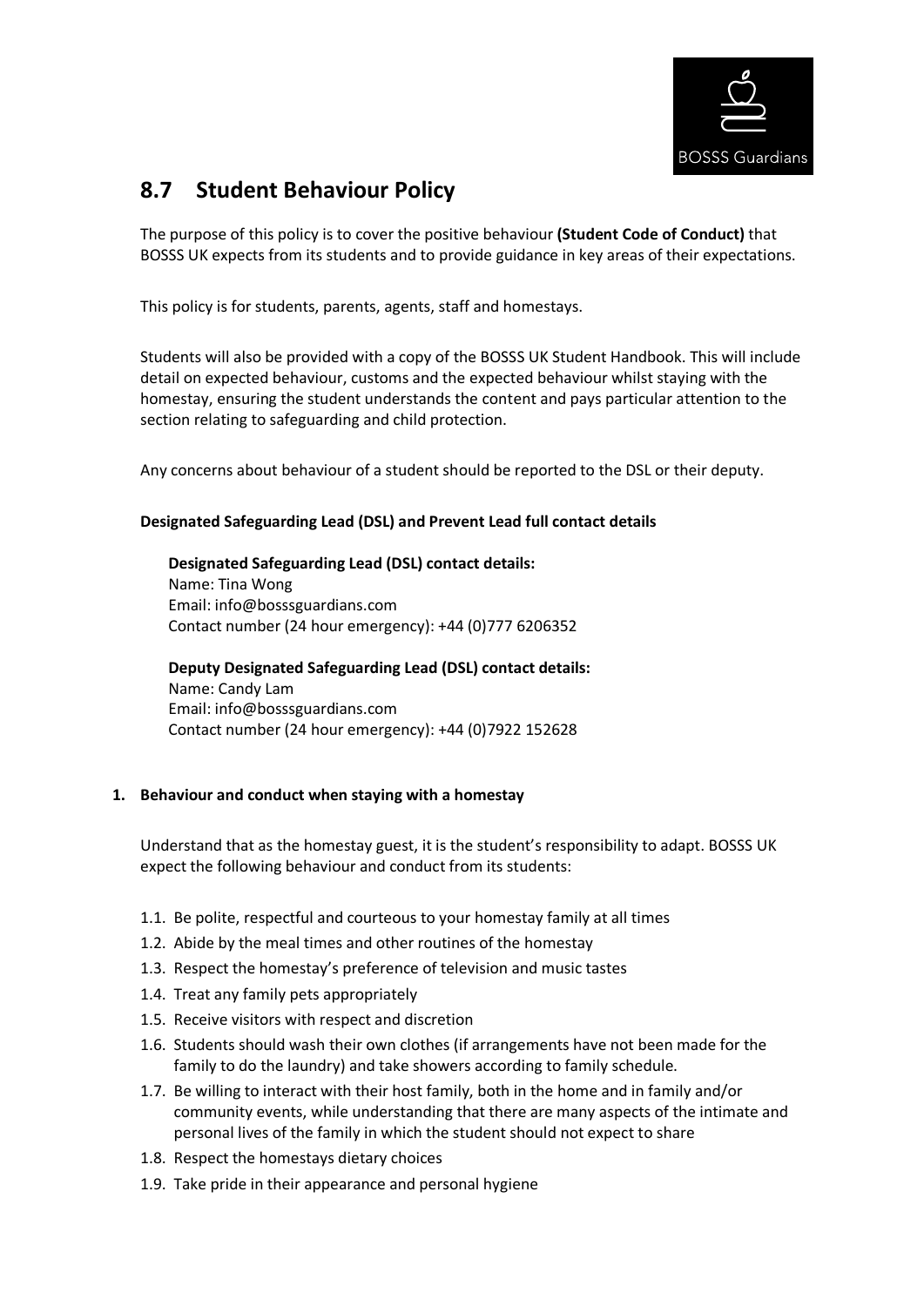## 8.7 Student Behaviour Policy

The purpose of this policy is to cover the positive behaviour **(Student Code of Conduct)** that BOSSS UK expects from its students and to provide guidance in key areas of their expectations.

This policy is for students, parents, agents, staff and homestays.

Students will also be provided with a copy of the BOSSS UK Student Handbook. This will include detail on expected behaviour, customs and the expected behaviour whilst staying with the homestay, ensuring the student understands the content and pays particular attention to the section relating to safeguarding and child protection.

Any concerns about behaviour of a student should be reported to the DSL or their deputy.

**Designated Safeguarding Lead (DSL) and Prevent Lead full contact details**

**Designated Safeguarding Lead (DSL) contact details:**
Name: Tina Wong
Email: info@bosssguardians.com
Contact number (24 hour emergency): +44 (0)777 6206352

**Deputy Designated Safeguarding Lead (DSL) contact details:**
Name: Candy Lam
Email: info@bosssguardians.com
Contact number (24 hour emergency): +44 (0)7922 152628

### 1. Behaviour and conduct when staying with a homestay

Understand that as the homestay guest, it is the student's responsibility to adapt. BOSSS UK expect the following behaviour and conduct from its students:

- 1.1. Be polite, respectful and courteous to your homestay family at all times
- 1.2. Abide by the meal times and other routines of the homestay
- 1.3. Respect the homestay's preference of television and music tastes
- 1.4. Treat any family pets appropriately
- 1.5. Receive visitors with respect and discretion
- 1.6. Students should wash their own clothes (if arrangements have not been made for the family to do the laundry) and take showers according to family schedule.
- 1.7. Be willing to interact with their host family, both in the home and in family and/or community events, while understanding that there are many aspects of the intimate and personal lives of the family in which the student should not expect to share
- 1.8. Respect the homestays dietary choices
- 1.9. Take pride in their appearance and personal hygiene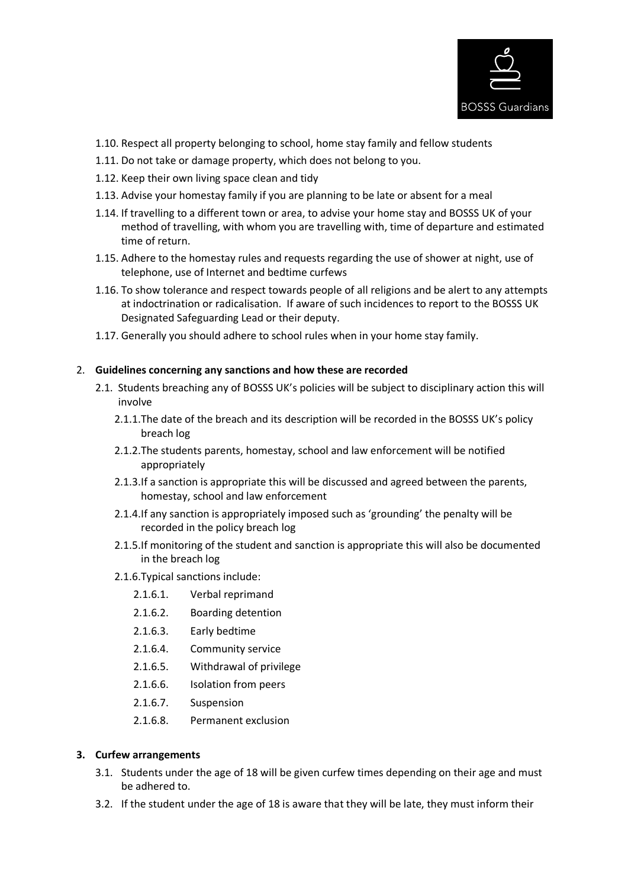1.10. Respect all property belonging to school, home stay family and fellow students

1.11. Do not take or damage property, which does not belong to you.

1.12. Keep their own living space clean and tidy

1.13. Advise your homestay family if you are planning to be late or absent for a meal

1.14. If travelling to a different town or area, to advise your home stay and BOSSS UK of your method of travelling, with whom you are travelling with, time of departure and estimated time of return.

1.15. Adhere to the homestay rules and requests regarding the use of shower at night, use of telephone, use of Internet and bedtime curfews

1.16. To show tolerance and respect towards people of all religions and be alert to any attempts at indoctrination or radicalisation. If aware of such incidences to report to the BOSSS UK Designated Safeguarding Lead or their deputy.

1.17. Generally you should adhere to school rules when in your home stay family.

2. **Guidelines concerning any sanctions and how these are recorded**
   - 2.1. Students breaching any of BOSSS UK's policies will be subject to disciplinary action this will involve
     - 2.1.1. The date of the breach and its description will be recorded in the BOSSS UK's policy breach log
     - 2.1.2. The students parents, homestay, school and law enforcement will be notified appropriately
     - 2.1.3. If a sanction is appropriate this will be discussed and agreed between the parents, homestay, school and law enforcement
     - 2.1.4. If any sanction is appropriately imposed such as 'grounding' the penalty will be recorded in the policy breach log
     - 2.1.5. If monitoring of the student and sanction is appropriate this will also be documented in the breach log
     - 2.1.6. Typical sanctions include:
       - 2.1.6.1. Verbal reprimand
       - 2.1.6.2. Boarding detention
       - 2.1.6.3. Early bedtime
       - 2.1.6.4. Community service
       - 2.1.6.5. Withdrawal of privilege
       - 2.1.6.6. Isolation from peers
       - 2.1.6.7. Suspension
       - 2.1.6.8. Permanent exclusion

3. **Curfew arrangements**
   - 3.1. Students under the age of 18 will be given curfew times depending on their age and must be adhered to.
   - 3.2. If the student under the age of 18 is aware that they will be late, they must inform their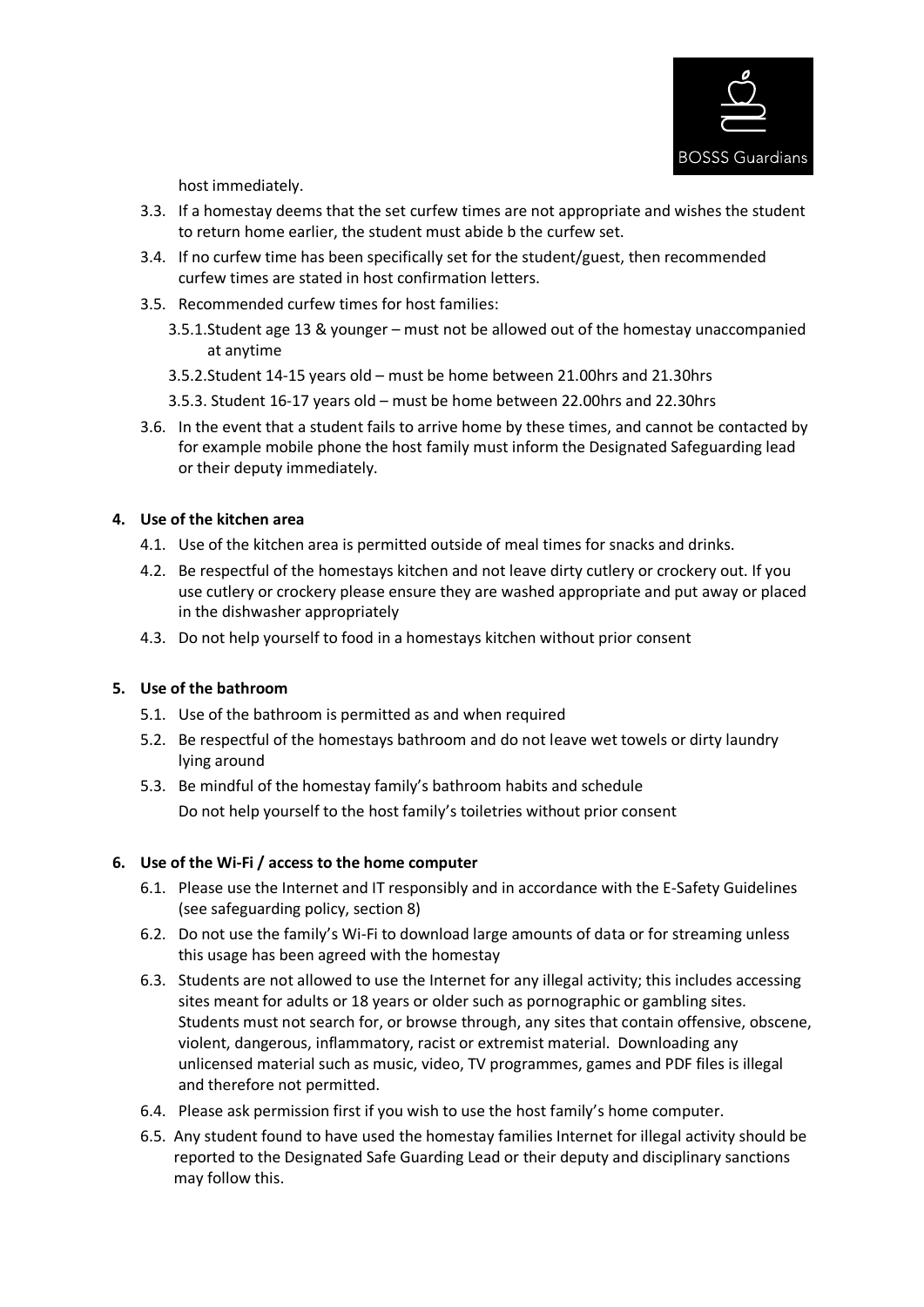host immediately.

3.3. If a homestay deems that the set curfew times are not appropriate and wishes the student to return home earlier, the student must abide b the curfew set.

3.4. If no curfew time has been specifically set for the student/guest, then recommended curfew times are stated in host confirmation letters.

3.5. Recommended curfew times for host families:

   3.5.1. Student age 13 & younger – must not be allowed out of the homestay unaccompanied at anytime

   3.5.2. Student 14-15 years old – must be home between 21.00hrs and 21.30hrs

   3.5.3. Student 16-17 years old – must be home between 22.00hrs and 22.30hrs

3.6. In the event that a student fails to arrive home by these times, and cannot be contacted by for example mobile phone the host family must inform the Designated Safeguarding lead or their deputy immediately.

**4. Use of the kitchen area**

4.1. Use of the kitchen area is permitted outside of meal times for snacks and drinks.

4.2. Be respectful of the homestays kitchen and not leave dirty cutlery or crockery out. If you use cutlery or crockery please ensure they are washed appropriate and put away or placed in the dishwasher appropriately

4.3. Do not help yourself to food in a homestays kitchen without prior consent

**5. Use of the bathroom**

5.1. Use of the bathroom is permitted as and when required

5.2. Be respectful of the homestays bathroom and do not leave wet towels or dirty laundry lying around

5.3. Be mindful of the homestay family's bathroom habits and schedule
Do not help yourself to the host family's toiletries without prior consent

**6. Use of the Wi-Fi / access to the home computer**

6.1. Please use the Internet and IT responsibly and in accordance with the E-Safety Guidelines (see safeguarding policy, section 8)

6.2. Do not use the family's Wi-Fi to download large amounts of data or for streaming unless this usage has been agreed with the homestay

6.3. Students are not allowed to use the Internet for any illegal activity; this includes accessing sites meant for adults or 18 years or older such as pornographic or gambling sites. Students must not search for, or browse through, any sites that contain offensive, obscene, violent, dangerous, inflammatory, racist or extremist material. Downloading any unlicensed material such as music, video, TV programmes, games and PDF files is illegal and therefore not permitted.

6.4. Please ask permission first if you wish to use the host family's home computer.

6.5. Any student found to have used the homestay families Internet for illegal activity should be reported to the Designated Safe Guarding Lead or their deputy and disciplinary sanctions may follow this.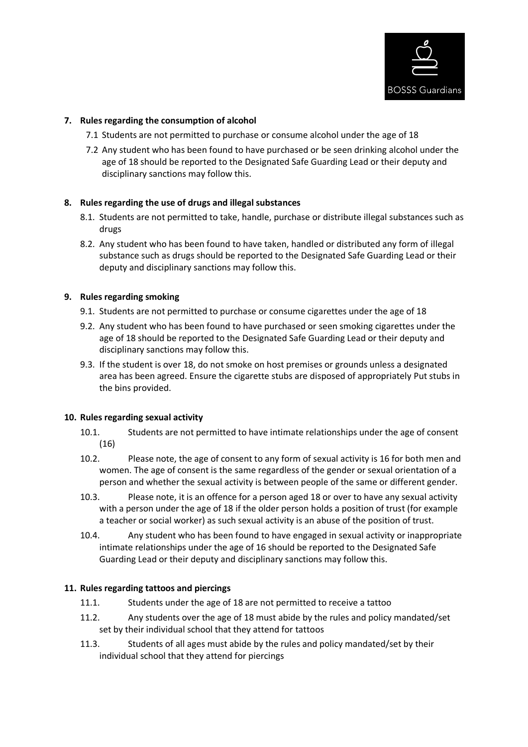**7. Rules regarding the consumption of alcohol**

7.1 Students are not permitted to purchase or consume alcohol under the age of 18

7.2 Any student who has been found to have purchased or be seen drinking alcohol under the age of 18 should be reported to the Designated Safe Guarding Lead or their deputy and disciplinary sanctions may follow this.

**8. Rules regarding the use of drugs and illegal substances**

8.1. Students are not permitted to take, handle, purchase or distribute illegal substances such as drugs

8.2. Any student who has been found to have taken, handled or distributed any form of illegal substance such as drugs should be reported to the Designated Safe Guarding Lead or their deputy and disciplinary sanctions may follow this.

**9. Rules regarding smoking**

9.1. Students are not permitted to purchase or consume cigarettes under the age of 18

9.2. Any student who has been found to have purchased or seen smoking cigarettes under the age of 18 should be reported to the Designated Safe Guarding Lead or their deputy and disciplinary sanctions may follow this.

9.3. If the student is over 18, do not smoke on host premises or grounds unless a designated area has been agreed. Ensure the cigarette stubs are disposed of appropriately Put stubs in the bins provided.

**10. Rules regarding sexual activity**

10.1. Students are not permitted to have intimate relationships under the age of consent (16)

10.2. Please note, the age of consent to any form of sexual activity is 16 for both men and women. The age of consent is the same regardless of the gender or sexual orientation of a person and whether the sexual activity is between people of the same or different gender.

10.3. Please note, it is an offence for a person aged 18 or over to have any sexual activity with a person under the age of 18 if the older person holds a position of trust (for example a teacher or social worker) as such sexual activity is an abuse of the position of trust.

10.4. Any student who has been found to have engaged in sexual activity or inappropriate intimate relationships under the age of 16 should be reported to the Designated Safe Guarding Lead or their deputy and disciplinary sanctions may follow this.

**11. Rules regarding tattoos and piercings**

11.1. Students under the age of 18 are not permitted to receive a tattoo

11.2. Any students over the age of 18 must abide by the rules and policy mandated/set set by their individual school that they attend for tattoos

11.3. Students of all ages must abide by the rules and policy mandated/set by their individual school that they attend for piercings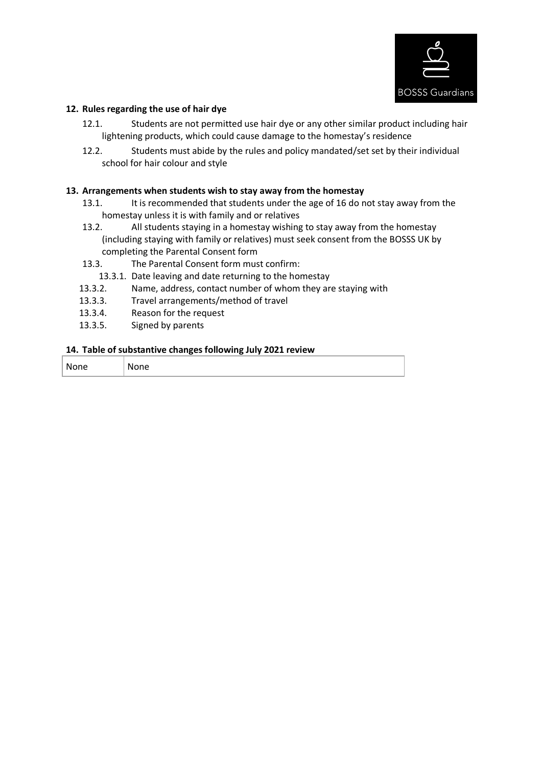## 12. Rules regarding the use of hair dye

12.1. Students are not permitted use hair dye or any other similar product including hair lightening products, which could cause damage to the homestay's residence

12.2. Students must abide by the rules and policy mandated/set set by their individual school for hair colour and style

## 13. Arrangements when students wish to stay away from the homestay

13.1. It is recommended that students under the age of 16 do not stay away from the homestay unless it is with family and or relatives

13.2. All students staying in a homestay wishing to stay away from the homestay (including staying with family or relatives) must seek consent from the BOSSS UK by completing the Parental Consent form

13.3. The Parental Consent form must confirm:

- 13.3.1. Date leaving and date returning to the homestay
- 13.3.2. Name, address, contact number of whom they are staying with
- 13.3.3. Travel arrangements/method of travel
- 13.3.4. Reason for the request
- 13.3.5. Signed by parents

## 14. Table of substantive changes following July 2021 review

| | |
|---|---|
| None | None |